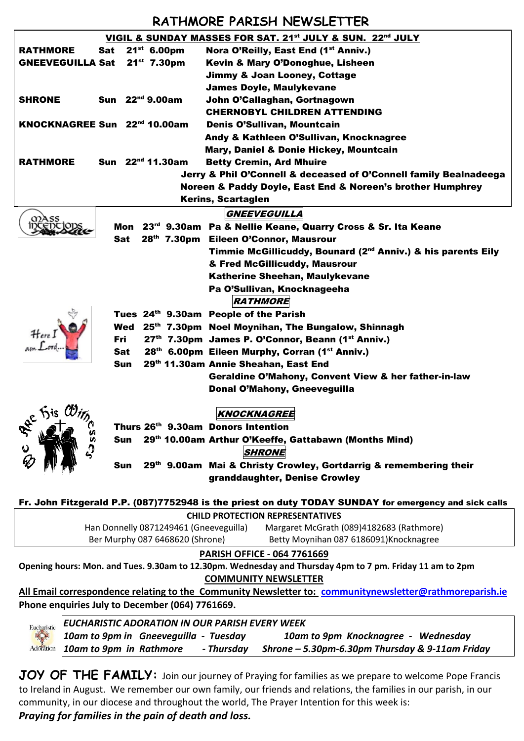# RATHMORE PARISH NEWSLETTER

## VIGIL & SUNDAY MASSES FOR SAT. 21st JULY & SUN. 22nd JULY

| | | | |
|---|---|---|---|
| **RATHMORE** | **Sat** | **21st 6.00pm** | **Nora O'Reilly, East End (1st Anniv.)** |
| **GNEEVEGUILLA** | **Sat** | **21st 7.30pm** | **Kevin & Mary O'Donoghue, Lisheen** |
| | | | **Jimmy & Joan Looney, Cottage** |
| | | | **James Doyle, Maulykevane** |
| **SHRONE** | **Sun** | **22nd 9.00am** | **John O'Callaghan, Gortnagown** |
| | | | **CHERNOBYL CHILDREN ATTENDING** |
| **KNOCKNAGREE** | **Sun** | **22nd 10.00am** | **Denis O'Sullivan, Mountcain** |
| | | | **Andy & Kathleen O'Sullivan, Knocknagree** |
| | | | **Mary, Daniel & Donie Hickey, Mountcain** |
| **RATHMORE** | **Sun** | **22nd 11.30am** | **Betty Cremin, Ard Mhuire** |
| | | | **Jerry & Phil O'Connell & deceased of O'Connell family Bealnadeega** |
| | | | **Noreen & Paddy Doyle, East End & Noreen's brother Humphrey Kerins, Scartaglen** |

### Mass Intentions

**GNEEVEGUILLA**

- **Mon 23rd 9.30am** **Pa & Nellie Keane, Quarry Cross & Sr. Ita Keane**
- **Sat 28th 7.30pm** **Eileen O'Connor, Mausrour**
  - **Timmie McGillicuddy, Bounard (2nd Anniv.) & his parents Eily & Fred McGillicuddy, Mausrour**
  - **Katherine Sheehan, Maulykevane**
  - **Pa O'Sullivan, Knocknageeha**

**RATHMORE**

- **Tues 24th 9.30am** **People of the Parish**
- **Wed 25th 7.30pm** **Noel Moynihan, The Bungalow, Shinnagh**
- **Fri 27th 7.30pm** **James P. O'Connor, Beann (1st Anniv.)**
- **Sat 28th 6.00pm** **Eileen Murphy, Corran (1st Anniv.)**
- **Sun 29th 11.30am** **Annie Sheahan, East End**
  - **Geraldine O'Mahony, Convent View & her father-in-law Donal O'Mahony, Gneeveguilla**

**KNOCKNAGREE**

- **Thurs 26th 9.30am** **Donors Intention**
- **Sun 29th 10.00am** **Arthur O'Keeffe, Gattabawn (Months Mind)**

**SHRONE**

- **Sun 29th 9.00am** **Mai & Christy Crowley, Gortdarrig & remembering their granddaughter, Denise Crowley**

**Fr. John Fitzgerald P.P. (087)7752948 is the priest on duty TODAY SUNDAY for emergency and sick calls**

**CHILD PROTECTION REPRESENTATIVES**

Han Donnelly 0871249461 (Gneeveguilla) Margaret McGrath (089)4182683 (Rathmore)
Ber Murphy 087 6468620 (Shrone) Betty Moynihan 087 6186091)Knocknagree

**PARISH OFFICE - 064 7761669**

**Opening hours: Mon. and Tues. 9.30am to 12.30pm. Wednesday and Thursday 4pm to 7 pm. Friday 11 am to 2pm**

**COMMUNITY NEWSLETTER**

**All Email correspondence relating to the Community Newsletter to: communitynewsletter@rathmoreparish.ie**
**Phone enquiries July to December (064) 7761669.**

***EUCHARISTIC ADORATION IN OUR PARISH EVERY WEEK***
*10am to 9pm in Gneeveguilla - Tuesday* *10am to 9pm Knocknagree - Wednesday*
*10am to 9pm in Rathmore - Thursday* *Shrone – 5.30pm-6.30pm Thursday & 9-11am Friday*

**JOY OF THE FAMILY:** Join our journey of Praying for families as we prepare to welcome Pope Francis to Ireland in August. We remember our own family, our friends and relations, the families in our parish, in our community, in our diocese and throughout the world, The Prayer Intention for this week is:
***Praying for families in the pain of death and loss.***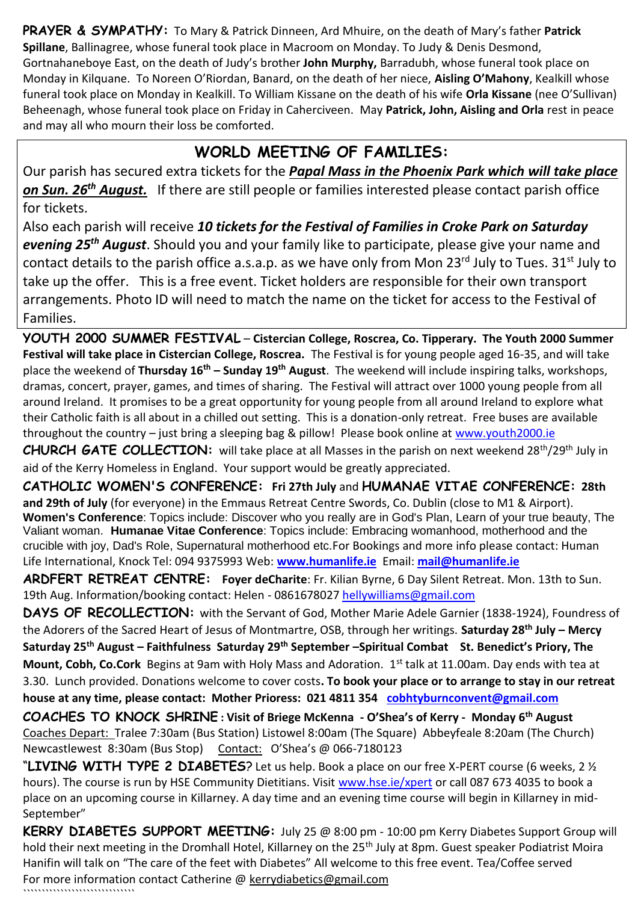**PRAYER & SYMPATHY:** To Mary & Patrick Dinneen, Ard Mhuire, on the death of Mary's father **Patrick Spillane**, Ballinagree, whose funeral took place in Macroom on Monday. To Judy & Denis Desmond, Gortnahaneboye East, on the death of Judy's brother **John Murphy,** Barradubh, whose funeral took place on Monday in Kilquane. To Noreen O'Riordan, Banard, on the death of her niece, **Aisling O'Mahony**, Kealkill whose funeral took place on Monday in Kealkill. To William Kissane on the death of his wife **Orla Kissane** (nee O'Sullivan) Beheenagh, whose funeral took place on Friday in Caherciveen. May **Patrick, John, Aisling and Orla** rest in peace and may all who mourn their loss be comforted.

## WORLD MEETING OF FAMILIES:

Our parish has secured extra tickets for the ***Papal Mass in the Phoenix Park which will take place on Sun. 26th August.*** If there are still people or families interested please contact parish office for tickets.

Also each parish will receive ***10 tickets for the Festival of Families in Croke Park on Saturday evening 25th August***. Should you and your family like to participate, please give your name and contact details to the parish office a.s.a.p. as we have only from Mon 23rd July to Tues. 31st July to take up the offer. This is a free event. Ticket holders are responsible for their own transport arrangements. Photo ID will need to match the name on the ticket for access to the Festival of Families.

**YOUTH 2000 SUMMER FESTIVAL – Cistercian College, Roscrea, Co. Tipperary. The Youth 2000 Summer Festival will take place in Cistercian College, Roscrea.** The Festival is for young people aged 16-35, and will take place the weekend of **Thursday 16th – Sunday 19th August**. The weekend will include inspiring talks, workshops, dramas, concert, prayer, games, and times of sharing. The Festival will attract over 1000 young people from all around Ireland. It promises to be a great opportunity for young people from all around Ireland to explore what their Catholic faith is all about in a chilled out setting. This is a donation-only retreat. Free buses are available throughout the country – just bring a sleeping bag & pillow! Please book online at www.youth2000.ie

**CHURCH GATE COLLECTION:** will take place at all Masses in the parish on next weekend 28th/29th July in aid of the Kerry Homeless in England. Your support would be greatly appreciated.

**CATHOLIC WOMEN'S CONFERENCE: Fri 27th July** and **HUMANAE VITAE CONFERENCE: 28th and 29th of July** (for everyone) in the Emmaus Retreat Centre Swords, Co. Dublin (close to M1 & Airport). **Women's Conference**: Topics include: Discover who you really are in God's Plan, Learn of your true beauty, The Valiant woman. **Humanae Vitae Conference**: Topics include: Embracing womanhood, motherhood and the crucible with joy, Dad's Role, Supernatural motherhood etc.For Bookings and more info please contact: Human Life International, Knock Tel: 094 9375993 Web: **www.humanlife.ie** Email: **mail@humanlife.ie**

**ARDFERT RETREAT CENTRE: Foyer deCharite**: Fr. Kilian Byrne, 6 Day Silent Retreat. Mon. 13th to Sun. 19th Aug. Information/booking contact: Helen - 0861678027 hellywilliams@gmail.com

**DAYS OF RECOLLECTION:** with the Servant of God, Mother Marie Adele Garnier (1838-1924), Foundress of the Adorers of the Sacred Heart of Jesus of Montmartre, OSB, through her writings. **Saturday 28th July – Mercy Saturday 25th August – Faithfulness Saturday 29th September –Spiritual Combat St. Benedict's Priory, The Mount, Cobh, Co.Cork** Begins at 9am with Holy Mass and Adoration. 1st talk at 11.00am. Day ends with tea at 3.30. Lunch provided. Donations welcome to cover costs**. To book your place or to arrange to stay in our retreat house at any time, please contact: Mother Prioress: 021 4811 354 cobhtyburnconvent@gmail.com**

**COACHES TO KNOCK SHRINE : Visit of Briege McKenna - O'Shea's of Kerry - Monday 6th August**
Coaches Depart: Tralee 7:30am (Bus Station) Listowel 8:00am (The Square) Abbeyfeale 8:20am (The Church) Newcastlewest 8:30am (Bus Stop) Contact: O'Shea's @ 066-7180123

"**LIVING WITH TYPE 2 DIABETES**? Let us help. Book a place on our free X-PERT course (6 weeks, 2 ½ hours). The course is run by HSE Community Dietitians. Visit www.hse.ie/xpert or call 087 673 4035 to book a place on an upcoming course in Killarney. A day time and an evening time course will begin in Killarney in mid-September"

**KERRY DIABETES SUPPORT MEETING:** July 25 @ 8:00 pm - 10:00 pm Kerry Diabetes Support Group will hold their next meeting in the Dromhall Hotel, Killarney on the 25th July at 8pm. Guest speaker Podiatrist Moira Hanifin will talk on "The care of the feet with Diabetes" All welcome to this free event. Tea/Coffee served For more information contact Catherine @ kerrydiabetics@gmail.com